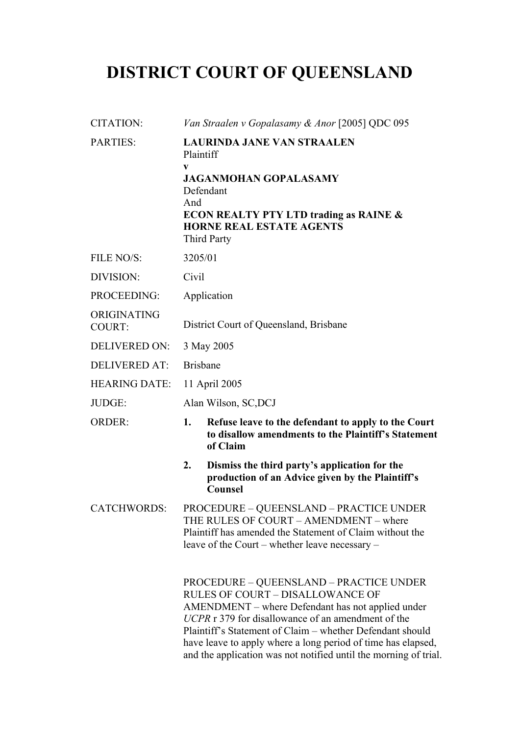# DISTRICT COURT OF QUEENSLAND

| | |
|---|---|
| CITATION: | *Van Straalen v Gopalasamy & Anor* [2005] QDC 095 |
| PARTIES: | **LAURINDA JANE VAN STRAALEN**<br>Plaintiff<br>**v**<br>**JAGANMOHAN GOPALASAMY**<br>Defendant<br>And<br>**ECON REALTY PTY LTD trading as RAINE & HORNE REAL ESTATE AGENTS**<br>Third Party |
| FILE NO/S: | 3205/01 |
| DIVISION: | Civil |
| PROCEEDING: | Application |
| ORIGINATING COURT: | District Court of Queensland, Brisbane |
| DELIVERED ON: | 3 May 2005 |
| DELIVERED AT: | Brisbane |
| HEARING DATE: | 11 April 2005 |
| JUDGE: | Alan Wilson, SC,DCJ |
| ORDER: | **1. Refuse leave to the defendant to apply to the Court to disallow amendments to the Plaintiff's Statement of Claim**<br>**2. Dismiss the third party's application for the production of an Advice given by the Plaintiff's Counsel** |
| CATCHWORDS: | PROCEDURE – QUEENSLAND – PRACTICE UNDER THE RULES OF COURT – AMENDMENT – where Plaintiff has amended the Statement of Claim without the leave of the Court – whether leave necessary –<br><br>PROCEDURE – QUEENSLAND – PRACTICE UNDER RULES OF COURT – DISALLOWANCE OF AMENDMENT – where Defendant has not applied under *UCPR* r 379 for disallowance of an amendment of the Plaintiff's Statement of Claim – whether Defendant should have leave to apply where a long period of time has elapsed, and the application was not notified until the morning of trial. |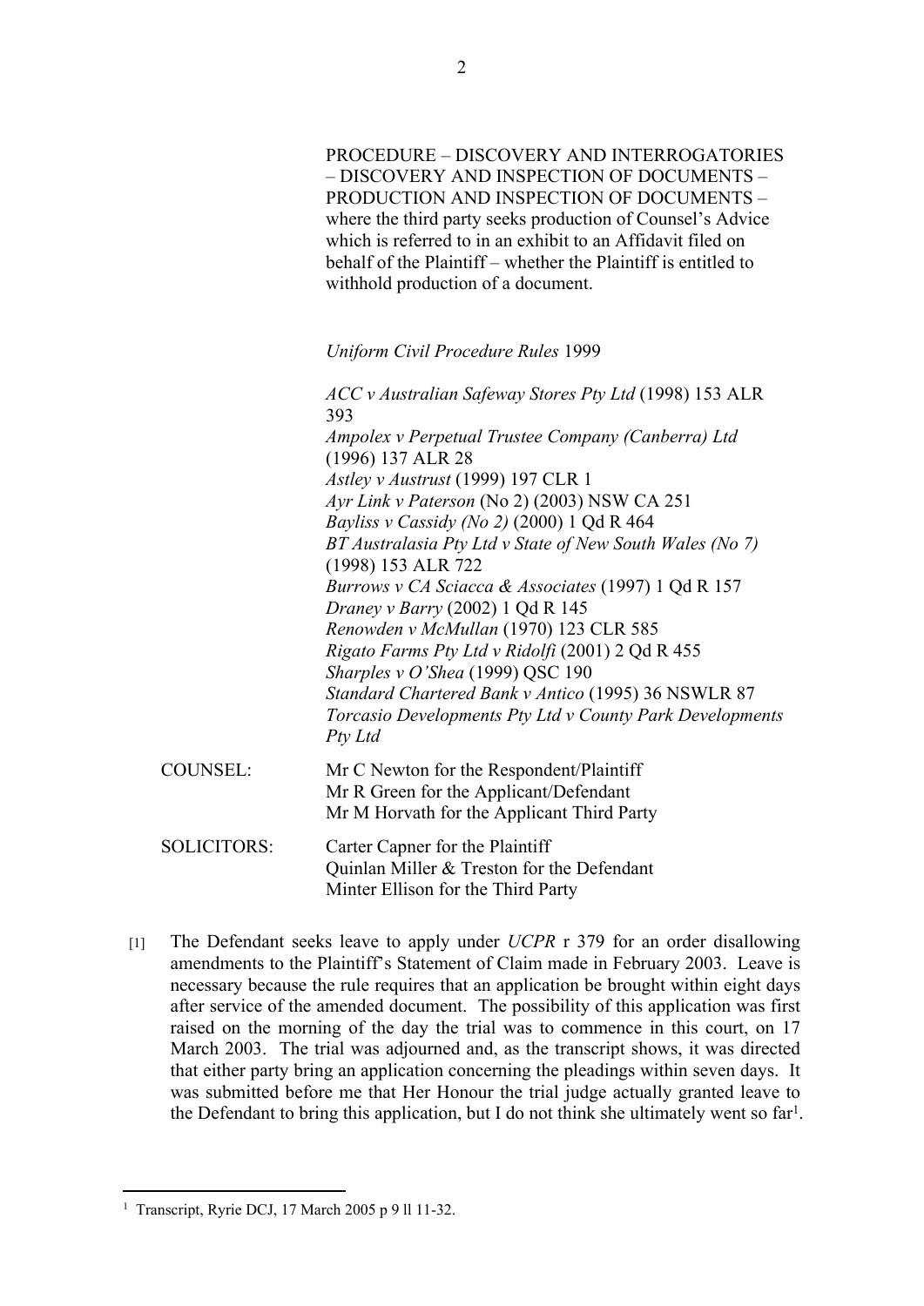PROCEDURE – DISCOVERY AND INTERROGATORIES – DISCOVERY AND INSPECTION OF DOCUMENTS – PRODUCTION AND INSPECTION OF DOCUMENTS – where the third party seeks production of Counsel's Advice which is referred to in an exhibit to an Affidavit filed on behalf of the Plaintiff – whether the Plaintiff is entitled to withhold production of a document.

*Uniform Civil Procedure Rules* 1999

*ACC v Australian Safeway Stores Pty Ltd* (1998) 153 ALR 393
*Ampolex v Perpetual Trustee Company (Canberra) Ltd* (1996) 137 ALR 28
*Astley v Austrust* (1999) 197 CLR 1
*Ayr Link v Paterson* (No 2) (2003) NSW CA 251
*Bayliss v Cassidy (No 2)* (2000) 1 Qd R 464
*BT Australasia Pty Ltd v State of New South Wales (No 7)* (1998) 153 ALR 722
*Burrows v CA Sciacca & Associates* (1997) 1 Qd R 157
*Draney v Barry* (2002) 1 Qd R 145
*Renowden v McMullan* (1970) 123 CLR 585
*Rigato Farms Pty Ltd v Ridolfi* (2001) 2 Qd R 455
*Sharples v O'Shea* (1999) QSC 190
*Standard Chartered Bank v Antico* (1995) 36 NSWLR 87
*Torcasio Developments Pty Ltd v County Park Developments Pty Ltd*

COUNSEL: Mr C Newton for the Respondent/Plaintiff
Mr R Green for the Applicant/Defendant
Mr M Horvath for the Applicant Third Party

SOLICITORS: Carter Capner for the Plaintiff
Quinlan Miller & Treston for the Defendant
Minter Ellison for the Third Party

[1] The Defendant seeks leave to apply under *UCPR* r 379 for an order disallowing amendments to the Plaintiff's Statement of Claim made in February 2003. Leave is necessary because the rule requires that an application be brought within eight days after service of the amended document. The possibility of this application was first raised on the morning of the day the trial was to commence in this court, on 17 March 2003. The trial was adjourned and, as the transcript shows, it was directed that either party bring an application concerning the pleadings within seven days. It was submitted before me that Her Honour the trial judge actually granted leave to the Defendant to bring this application, but I do not think she ultimately went so far[1].

[1] Transcript, Ryrie DCJ, 17 March 2005 p 9 ll 11-32.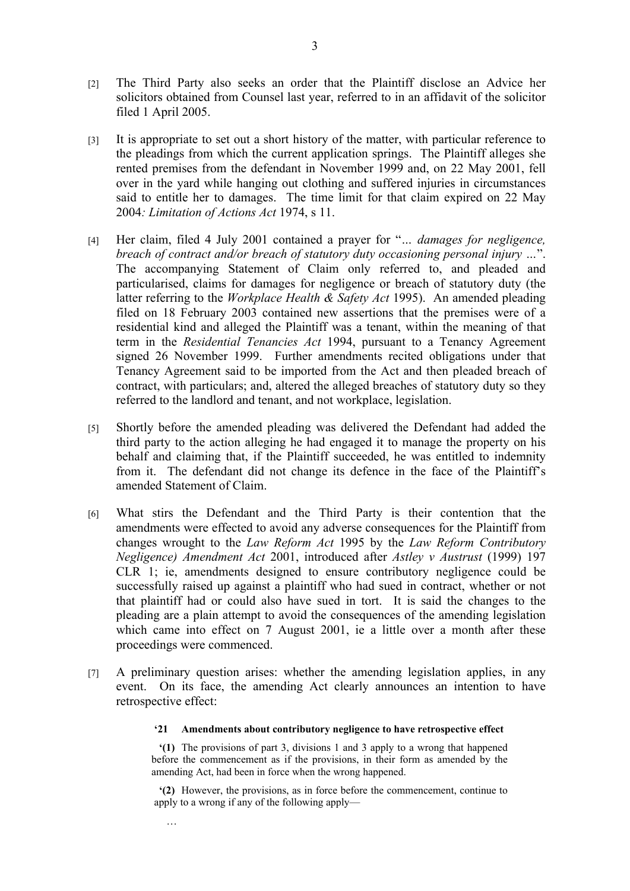[2] The Third Party also seeks an order that the Plaintiff disclose an Advice her solicitors obtained from Counsel last year, referred to in an affidavit of the solicitor filed 1 April 2005.

[3] It is appropriate to set out a short history of the matter, with particular reference to the pleadings from which the current application springs. The Plaintiff alleges she rented premises from the defendant in November 1999 and, on 22 May 2001, fell over in the yard while hanging out clothing and suffered injuries in circumstances said to entitle her to damages. The time limit for that claim expired on 22 May 2004*: Limitation of Actions Act* 1974, s 11.

[4] Her claim, filed 4 July 2001 contained a prayer for "*... damages for negligence, breach of contract and/or breach of statutory duty occasioning personal injury ...*". The accompanying Statement of Claim only referred to, and pleaded and particularised, claims for damages for negligence or breach of statutory duty (the latter referring to the *Workplace Health & Safety Act* 1995). An amended pleading filed on 18 February 2003 contained new assertions that the premises were of a residential kind and alleged the Plaintiff was a tenant, within the meaning of that term in the *Residential Tenancies Act* 1994, pursuant to a Tenancy Agreement signed 26 November 1999. Further amendments recited obligations under that Tenancy Agreement said to be imported from the Act and then pleaded breach of contract, with particulars; and, altered the alleged breaches of statutory duty so they referred to the landlord and tenant, and not workplace, legislation.

[5] Shortly before the amended pleading was delivered the Defendant had added the third party to the action alleging he had engaged it to manage the property on his behalf and claiming that, if the Plaintiff succeeded, he was entitled to indemnity from it. The defendant did not change its defence in the face of the Plaintiff's amended Statement of Claim.

[6] What stirs the Defendant and the Third Party is their contention that the amendments were effected to avoid any adverse consequences for the Plaintiff from changes wrought to the *Law Reform Act* 1995 by the *Law Reform Contributory Negligence) Amendment Act* 2001, introduced after *Astley v Austrust* (1999) 197 CLR 1; ie, amendments designed to ensure contributory negligence could be successfully raised up against a plaintiff who had sued in contract, whether or not that plaintiff had or could also have sued in tort. It is said the changes to the pleading are a plain attempt to avoid the consequences of the amending legislation which came into effect on 7 August 2001, ie a little over a month after these proceedings were commenced.

[7] A preliminary question arises: whether the amending legislation applies, in any event. On its face, the amending Act clearly announces an intention to have retrospective effect:

> **'21 Amendments about contributory negligence to have retrospective effect**
>
> **'(1)** The provisions of part 3, divisions 1 and 3 apply to a wrong that happened before the commencement as if the provisions, in their form as amended by the amending Act, had been in force when the wrong happened.
>
> **'(2)** However, the provisions, as in force before the commencement, continue to apply to a wrong if any of the following apply—
>
> …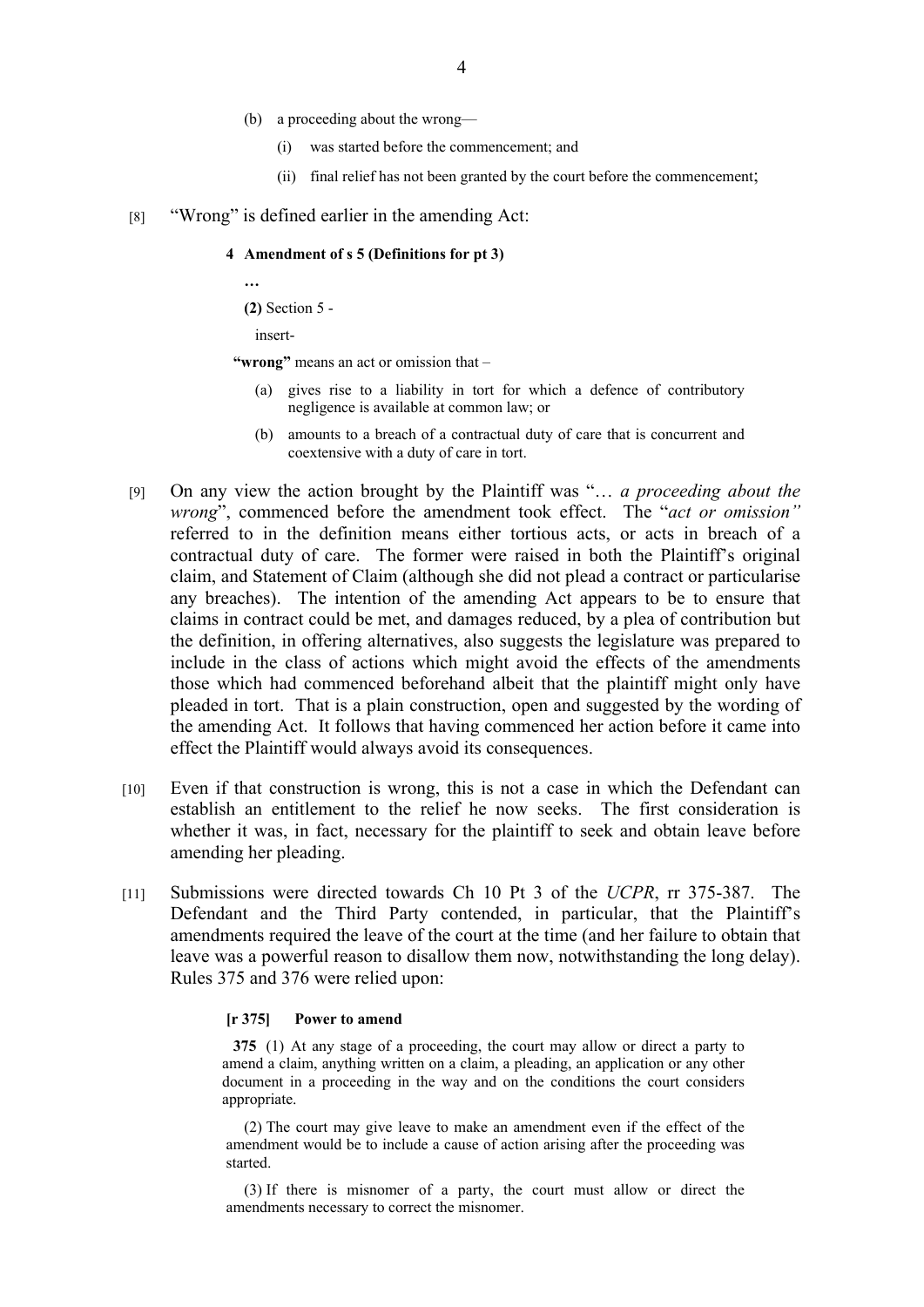(b) a proceeding about the wrong—

(i) was started before the commencement; and

(ii) final relief has not been granted by the court before the commencement;

[8] "Wrong" is defined earlier in the amending Act:

**4 Amendment of s 5 (Definitions for pt 3)**

**…**

**(2)** Section 5 -

insert-

**"wrong"** means an act or omission that –

(a) gives rise to a liability in tort for which a defence of contributory negligence is available at common law; or

(b) amounts to a breach of a contractual duty of care that is concurrent and coextensive with a duty of care in tort.

[9] On any view the action brought by the Plaintiff was "… *a proceeding about the wrong*", commenced before the amendment took effect. The "*act or omission"* referred to in the definition means either tortious acts, or acts in breach of a contractual duty of care. The former were raised in both the Plaintiff's original claim, and Statement of Claim (although she did not plead a contract or particularise any breaches). The intention of the amending Act appears to be to ensure that claims in contract could be met, and damages reduced, by a plea of contribution but the definition, in offering alternatives, also suggests the legislature was prepared to include in the class of actions which might avoid the effects of the amendments those which had commenced beforehand albeit that the plaintiff might only have pleaded in tort. That is a plain construction, open and suggested by the wording of the amending Act. It follows that having commenced her action before it came into effect the Plaintiff would always avoid its consequences.

[10] Even if that construction is wrong, this is not a case in which the Defendant can establish an entitlement to the relief he now seeks. The first consideration is whether it was, in fact, necessary for the plaintiff to seek and obtain leave before amending her pleading.

[11] Submissions were directed towards Ch 10 Pt 3 of the *UCPR*, rr 375-387. The Defendant and the Third Party contended, in particular, that the Plaintiff's amendments required the leave of the court at the time (and her failure to obtain that leave was a powerful reason to disallow them now, notwithstanding the long delay). Rules 375 and 376 were relied upon:

**[r 375] Power to amend**

**375** (1) At any stage of a proceeding, the court may allow or direct a party to amend a claim, anything written on a claim, a pleading, an application or any other document in a proceeding in the way and on the conditions the court considers appropriate.

(2) The court may give leave to make an amendment even if the effect of the amendment would be to include a cause of action arising after the proceeding was started.

(3) If there is misnomer of a party, the court must allow or direct the amendments necessary to correct the misnomer.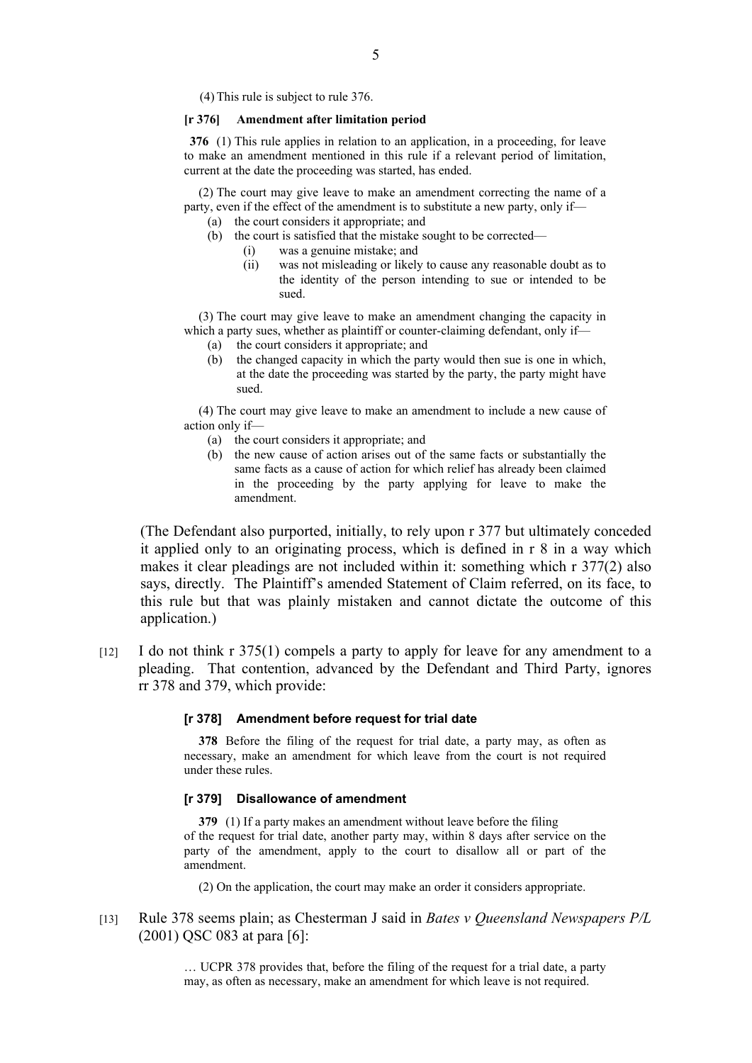(4) This rule is subject to rule 376.

**[r 376] Amendment after limitation period**

**376** (1) This rule applies in relation to an application, in a proceeding, for leave to make an amendment mentioned in this rule if a relevant period of limitation, current at the date the proceeding was started, has ended.

(2) The court may give leave to make an amendment correcting the name of a party, even if the effect of the amendment is to substitute a new party, only if—

(a) the court considers it appropriate; and

(b) the court is satisfied that the mistake sought to be corrected—

(i) was a genuine mistake; and

(ii) was not misleading or likely to cause any reasonable doubt as to the identity of the person intending to sue or intended to be sued.

(3) The court may give leave to make an amendment changing the capacity in which a party sues, whether as plaintiff or counter-claiming defendant, only if—

(a) the court considers it appropriate; and

(b) the changed capacity in which the party would then sue is one in which, at the date the proceeding was started by the party, the party might have sued.

(4) The court may give leave to make an amendment to include a new cause of action only if—

(a) the court considers it appropriate; and

(b) the new cause of action arises out of the same facts or substantially the same facts as a cause of action for which relief has already been claimed in the proceeding by the party applying for leave to make the amendment.

(The Defendant also purported, initially, to rely upon r 377 but ultimately conceded it applied only to an originating process, which is defined in r 8 in a way which makes it clear pleadings are not included within it: something which r 377(2) also says, directly. The Plaintiff's amended Statement of Claim referred, on its face, to this rule but that was plainly mistaken and cannot dictate the outcome of this application.)

[12] I do not think r 375(1) compels a party to apply for leave for any amendment to a pleading. That contention, advanced by the Defendant and Third Party, ignores rr 378 and 379, which provide:

**[r 378] Amendment before request for trial date**

**378** Before the filing of the request for trial date, a party may, as often as necessary, make an amendment for which leave from the court is not required under these rules.

**[r 379] Disallowance of amendment**

**379** (1) If a party makes an amendment without leave before the filing of the request for trial date, another party may, within 8 days after service on the party of the amendment, apply to the court to disallow all or part of the amendment.

(2) On the application, the court may make an order it considers appropriate.

[13] Rule 378 seems plain; as Chesterman J said in *Bates v Queensland Newspapers P/L* (2001) QSC 083 at para [6]:

… UCPR 378 provides that, before the filing of the request for a trial date, a party may, as often as necessary, make an amendment for which leave is not required.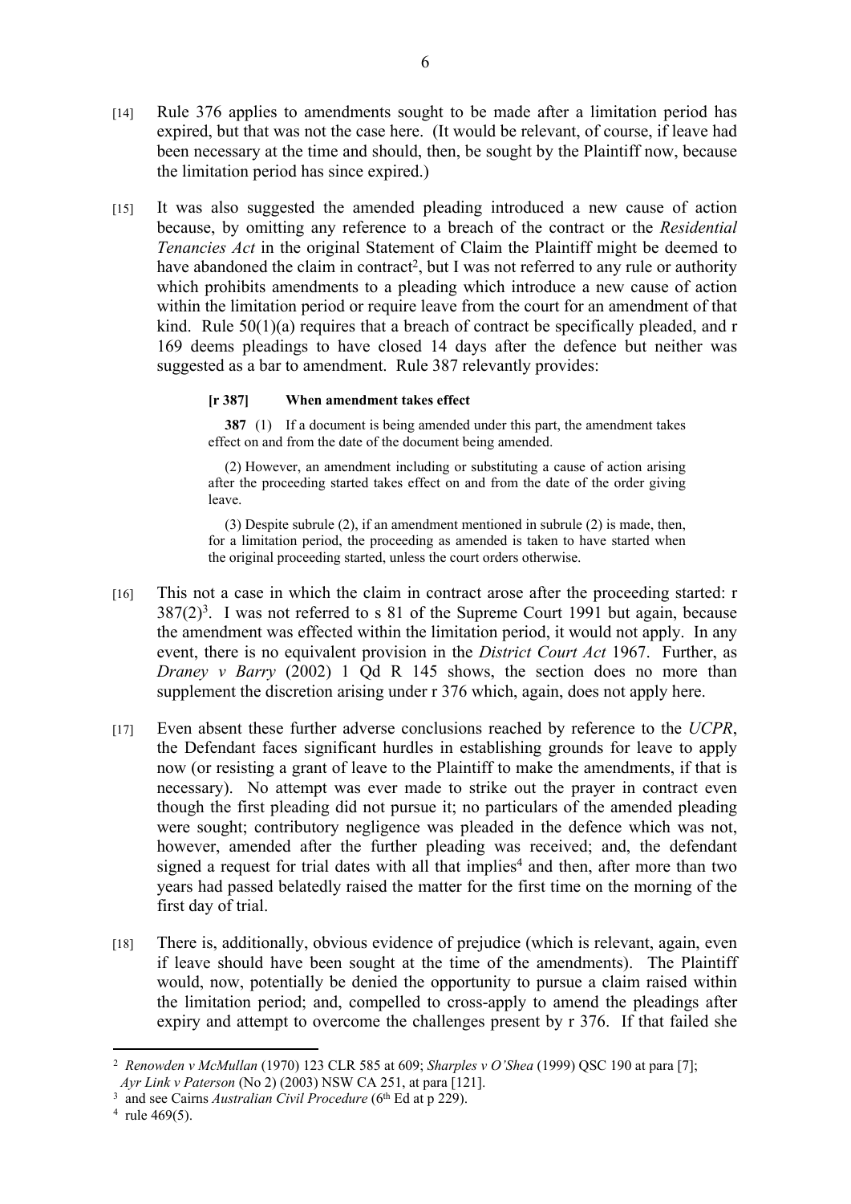[14] Rule 376 applies to amendments sought to be made after a limitation period has expired, but that was not the case here. (It would be relevant, of course, if leave had been necessary at the time and should, then, be sought by the Plaintiff now, because the limitation period has since expired.)

[15] It was also suggested the amended pleading introduced a new cause of action because, by omitting any reference to a breach of the contract or the *Residential Tenancies Act* in the original Statement of Claim the Plaintiff might be deemed to have abandoned the claim in contract[2], but I was not referred to any rule or authority which prohibits amendments to a pleading which introduce a new cause of action within the limitation period or require leave from the court for an amendment of that kind. Rule 50(1)(a) requires that a breach of contract be specifically pleaded, and r 169 deems pleadings to have closed 14 days after the defence but neither was suggested as a bar to amendment. Rule 387 relevantly provides:

> **[r 387] When amendment takes effect**
>
> **387** (1) If a document is being amended under this part, the amendment takes effect on and from the date of the document being amended.
>
> (2) However, an amendment including or substituting a cause of action arising after the proceeding started takes effect on and from the date of the order giving leave.
>
> (3) Despite subrule (2), if an amendment mentioned in subrule (2) is made, then, for a limitation period, the proceeding as amended is taken to have started when the original proceeding started, unless the court orders otherwise.

[16] This not a case in which the claim in contract arose after the proceeding started: r 387(2)[3]. I was not referred to s 81 of the Supreme Court 1991 but again, because the amendment was effected within the limitation period, it would not apply. In any event, there is no equivalent provision in the *District Court Act* 1967. Further, as *Draney v Barry* (2002) 1 Qd R 145 shows, the section does no more than supplement the discretion arising under r 376 which, again, does not apply here.

[17] Even absent these further adverse conclusions reached by reference to the *UCPR*, the Defendant faces significant hurdles in establishing grounds for leave to apply now (or resisting a grant of leave to the Plaintiff to make the amendments, if that is necessary). No attempt was ever made to strike out the prayer in contract even though the first pleading did not pursue it; no particulars of the amended pleading were sought; contributory negligence was pleaded in the defence which was not, however, amended after the further pleading was received; and, the defendant signed a request for trial dates with all that implies[4] and then, after more than two years had passed belatedly raised the matter for the first time on the morning of the first day of trial.

[18] There is, additionally, obvious evidence of prejudice (which is relevant, again, even if leave should have been sought at the time of the amendments). The Plaintiff would, now, potentially be denied the opportunity to pursue a claim raised within the limitation period; and, compelled to cross-apply to amend the pleadings after expiry and attempt to overcome the challenges present by r 376. If that failed she

---

[2] *Renowden v McMullan* (1970) 123 CLR 585 at 609; *Sharples v O'Shea* (1999) QSC 190 at para [7]; *Ayr Link v Paterson* (No 2) (2003) NSW CA 251, at para [121].

[3] and see Cairns *Australian Civil Procedure* (6th Ed at p 229).

[4] rule 469(5).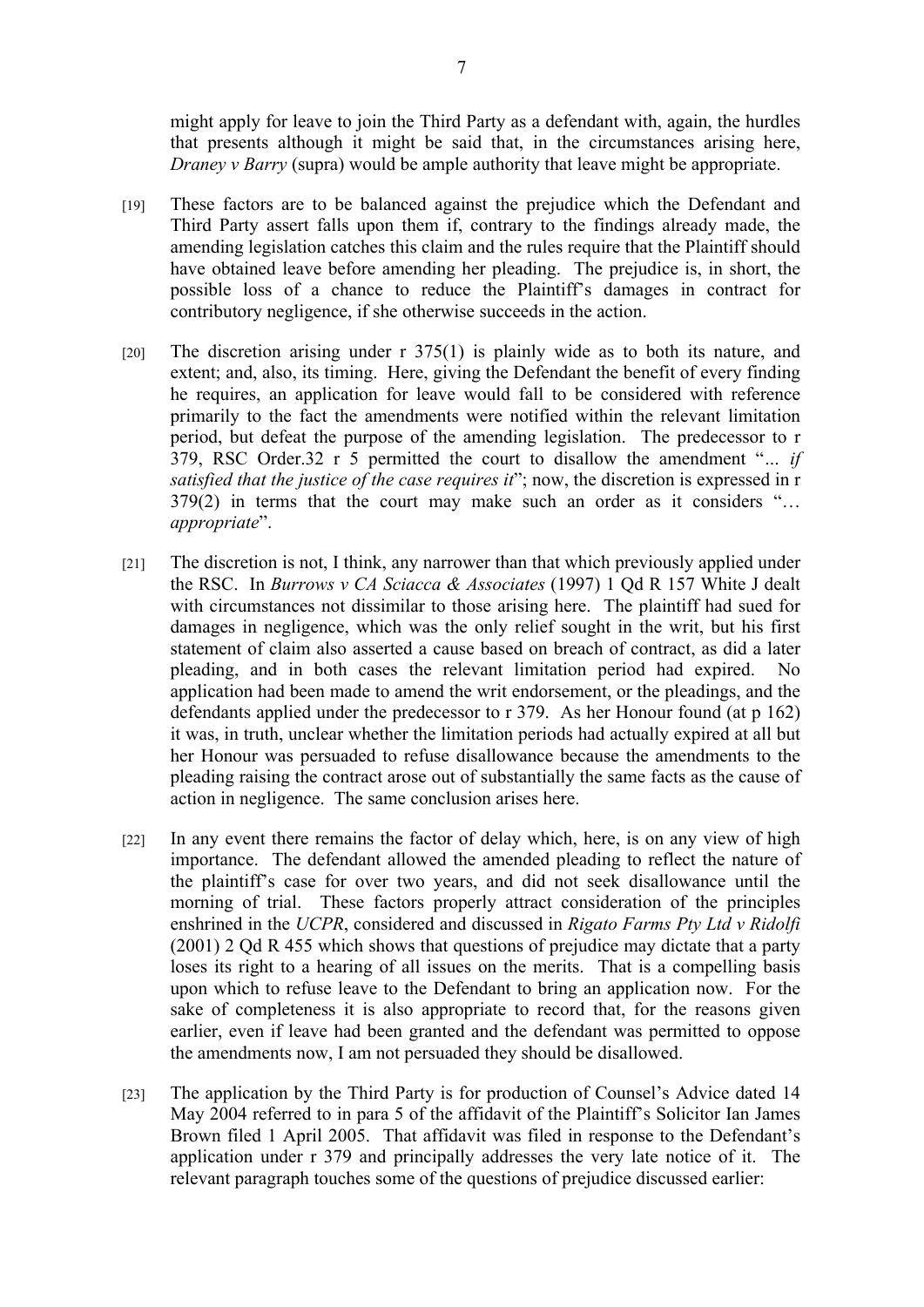might apply for leave to join the Third Party as a defendant with, again, the hurdles that presents although it might be said that, in the circumstances arising here, *Draney v Barry* (supra) would be ample authority that leave might be appropriate.

[19] These factors are to be balanced against the prejudice which the Defendant and Third Party assert falls upon them if, contrary to the findings already made, the amending legislation catches this claim and the rules require that the Plaintiff should have obtained leave before amending her pleading. The prejudice is, in short, the possible loss of a chance to reduce the Plaintiff's damages in contract for contributory negligence, if she otherwise succeeds in the action.

[20] The discretion arising under r 375(1) is plainly wide as to both its nature, and extent; and, also, its timing. Here, giving the Defendant the benefit of every finding he requires, an application for leave would fall to be considered with reference primarily to the fact the amendments were notified within the relevant limitation period, but defeat the purpose of the amending legislation. The predecessor to r 379, RSC Order.32 r 5 permitted the court to disallow the amendment "*... if satisfied that the justice of the case requires it*"; now, the discretion is expressed in r 379(2) in terms that the court may make such an order as it considers "*… appropriate*".

[21] The discretion is not, I think, any narrower than that which previously applied under the RSC. In *Burrows v CA Sciacca & Associates* (1997) 1 Qd R 157 White J dealt with circumstances not dissimilar to those arising here. The plaintiff had sued for damages in negligence, which was the only relief sought in the writ, but his first statement of claim also asserted a cause based on breach of contract, as did a later pleading, and in both cases the relevant limitation period had expired. No application had been made to amend the writ endorsement, or the pleadings, and the defendants applied under the predecessor to r 379. As her Honour found (at p 162) it was, in truth, unclear whether the limitation periods had actually expired at all but her Honour was persuaded to refuse disallowance because the amendments to the pleading raising the contract arose out of substantially the same facts as the cause of action in negligence. The same conclusion arises here.

[22] In any event there remains the factor of delay which, here, is on any view of high importance. The defendant allowed the amended pleading to reflect the nature of the plaintiff's case for over two years, and did not seek disallowance until the morning of trial. These factors properly attract consideration of the principles enshrined in the *UCPR*, considered and discussed in *Rigato Farms Pty Ltd v Ridolfi* (2001) 2 Qd R 455 which shows that questions of prejudice may dictate that a party loses its right to a hearing of all issues on the merits. That is a compelling basis upon which to refuse leave to the Defendant to bring an application now. For the sake of completeness it is also appropriate to record that, for the reasons given earlier, even if leave had been granted and the defendant was permitted to oppose the amendments now, I am not persuaded they should be disallowed.

[23] The application by the Third Party is for production of Counsel's Advice dated 14 May 2004 referred to in para 5 of the affidavit of the Plaintiff's Solicitor Ian James Brown filed 1 April 2005. That affidavit was filed in response to the Defendant's application under r 379 and principally addresses the very late notice of it. The relevant paragraph touches some of the questions of prejudice discussed earlier: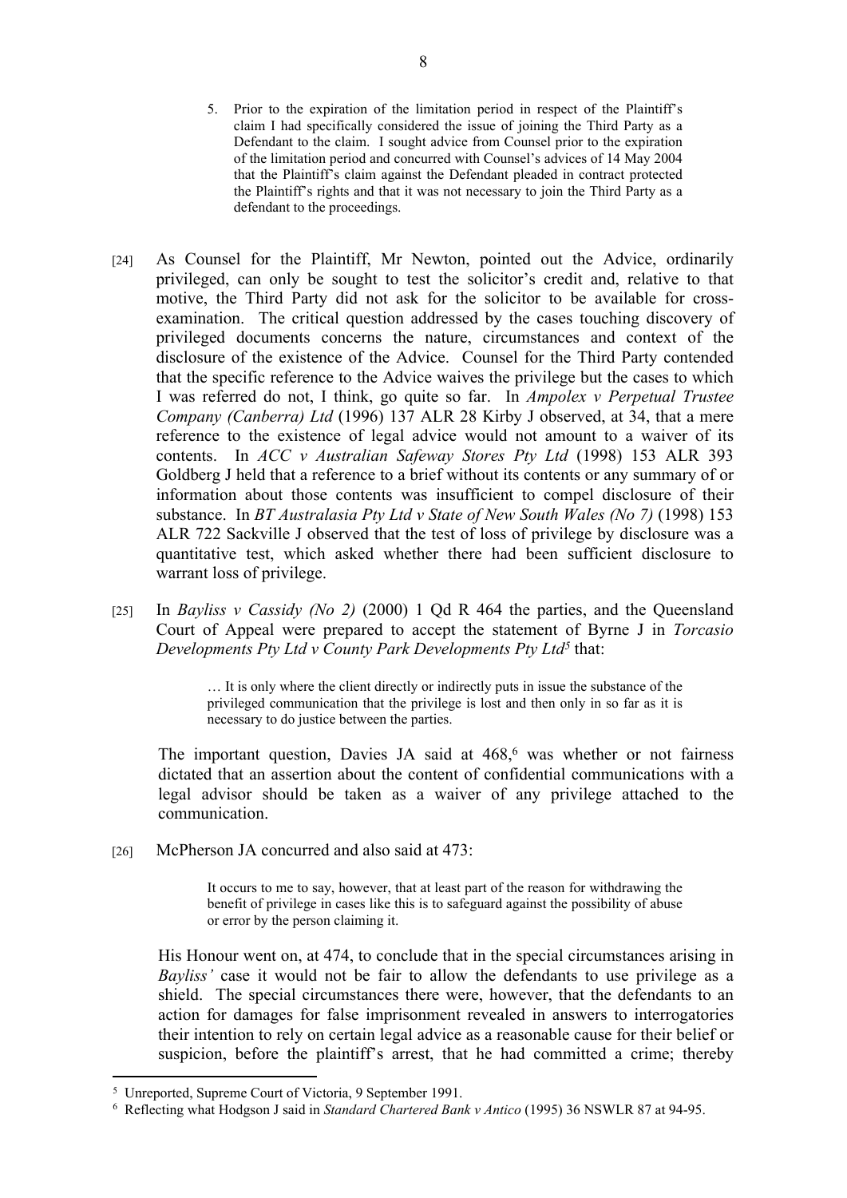> 5. Prior to the expiration of the limitation period in respect of the Plaintiff's claim I had specifically considered the issue of joining the Third Party as a Defendant to the claim. I sought advice from Counsel prior to the expiration of the limitation period and concurred with Counsel's advices of 14 May 2004 that the Plaintiff's claim against the Defendant pleaded in contract protected the Plaintiff's rights and that it was not necessary to join the Third Party as a defendant to the proceedings.

[24] As Counsel for the Plaintiff, Mr Newton, pointed out the Advice, ordinarily privileged, can only be sought to test the solicitor's credit and, relative to that motive, the Third Party did not ask for the solicitor to be available for cross-examination. The critical question addressed by the cases touching discovery of privileged documents concerns the nature, circumstances and context of the disclosure of the existence of the Advice. Counsel for the Third Party contended that the specific reference to the Advice waives the privilege but the cases to which I was referred do not, I think, go quite so far. In *Ampolex v Perpetual Trustee Company (Canberra) Ltd* (1996) 137 ALR 28 Kirby J observed, at 34, that a mere reference to the existence of legal advice would not amount to a waiver of its contents. In *ACC v Australian Safeway Stores Pty Ltd* (1998) 153 ALR 393 Goldberg J held that a reference to a brief without its contents or any summary of or information about those contents was insufficient to compel disclosure of their substance. In *BT Australasia Pty Ltd v State of New South Wales (No 7)* (1998) 153 ALR 722 Sackville J observed that the test of loss of privilege by disclosure was a quantitative test, which asked whether there had been sufficient disclosure to warrant loss of privilege.

[25] In *Bayliss v Cassidy (No 2)* (2000) 1 Qd R 464 the parties, and the Queensland Court of Appeal were prepared to accept the statement of Byrne J in *Torcasio Developments Pty Ltd v County Park Developments Pty Ltd*[5] that:

> … It is only where the client directly or indirectly puts in issue the substance of the privileged communication that the privilege is lost and then only in so far as it is necessary to do justice between the parties.

The important question, Davies JA said at 468,[6] was whether or not fairness dictated that an assertion about the content of confidential communications with a legal advisor should be taken as a waiver of any privilege attached to the communication.

[26] McPherson JA concurred and also said at 473:

> It occurs to me to say, however, that at least part of the reason for withdrawing the benefit of privilege in cases like this is to safeguard against the possibility of abuse or error by the person claiming it.

His Honour went on, at 474, to conclude that in the special circumstances arising in *Bayliss'* case it would not be fair to allow the defendants to use privilege as a shield. The special circumstances there were, however, that the defendants to an action for damages for false imprisonment revealed in answers to interrogatories their intention to rely on certain legal advice as a reasonable cause for their belief or suspicion, before the plaintiff's arrest, that he had committed a crime; thereby

---

[5] Unreported, Supreme Court of Victoria, 9 September 1991.

[6] Reflecting what Hodgson J said in *Standard Chartered Bank v Antico* (1995) 36 NSWLR 87 at 94-95.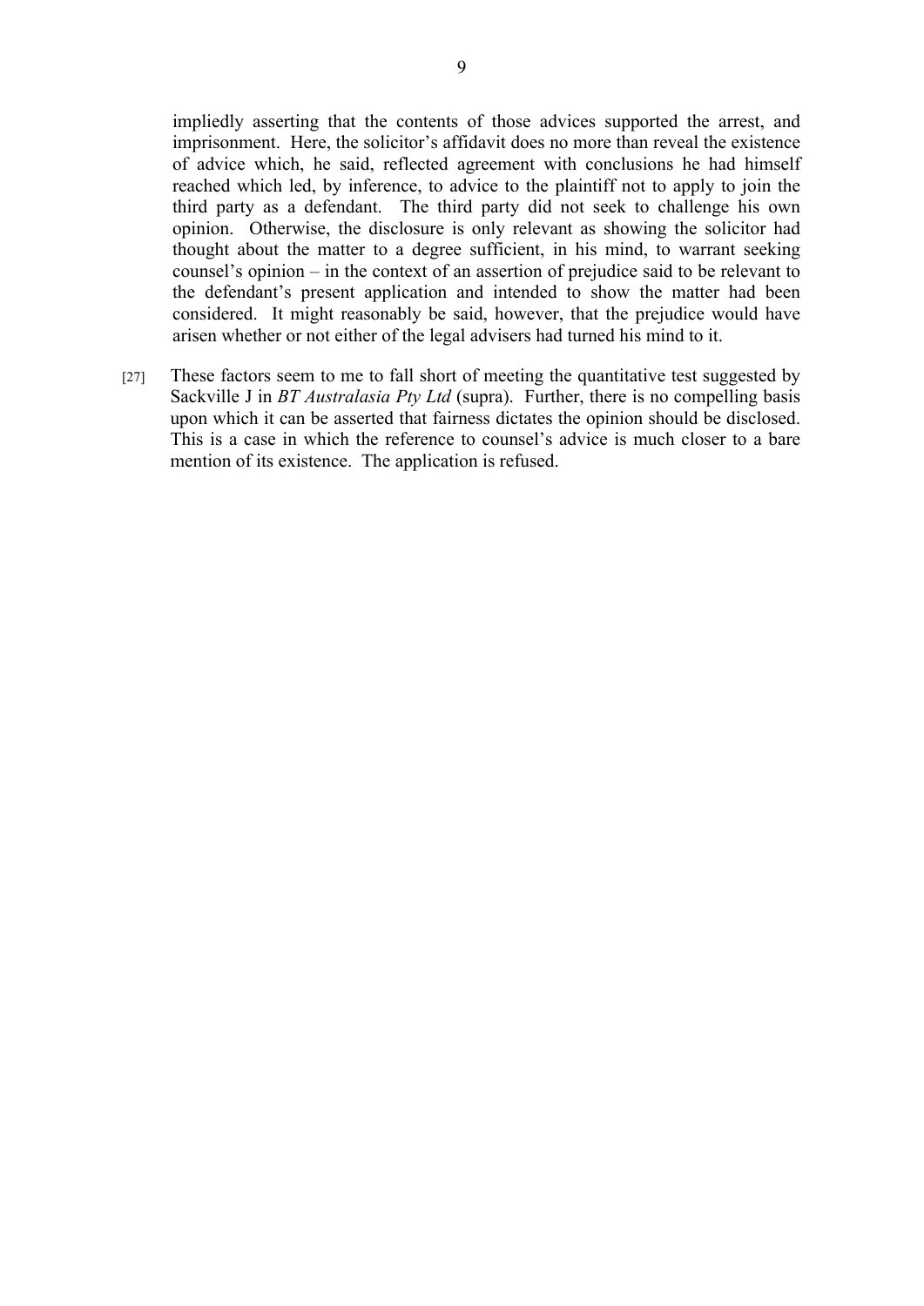impliedly asserting that the contents of those advices supported the arrest, and imprisonment. Here, the solicitor's affidavit does no more than reveal the existence of advice which, he said, reflected agreement with conclusions he had himself reached which led, by inference, to advice to the plaintiff not to apply to join the third party as a defendant. The third party did not seek to challenge his own opinion. Otherwise, the disclosure is only relevant as showing the solicitor had thought about the matter to a degree sufficient, in his mind, to warrant seeking counsel's opinion – in the context of an assertion of prejudice said to be relevant to the defendant's present application and intended to show the matter had been considered. It might reasonably be said, however, that the prejudice would have arisen whether or not either of the legal advisers had turned his mind to it.

[27] These factors seem to me to fall short of meeting the quantitative test suggested by Sackville J in *BT Australasia Pty Ltd* (supra). Further, there is no compelling basis upon which it can be asserted that fairness dictates the opinion should be disclosed. This is a case in which the reference to counsel's advice is much closer to a bare mention of its existence. The application is refused.